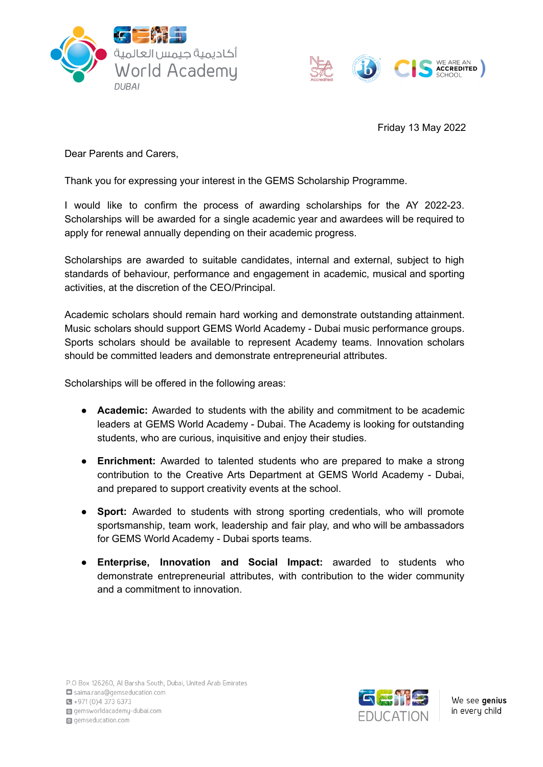GEMS
أكاديمية جيمس العالمية
World Academy
DUBAI

Friday 13 May 2022

Dear Parents and Carers,

Thank you for expressing your interest in the GEMS Scholarship Programme.

I would like to confirm the process of awarding scholarships for the AY 2022-23. Scholarships will be awarded for a single academic year and awardees will be required to apply for renewal annually depending on their academic progress.

Scholarships are awarded to suitable candidates, internal and external, subject to high standards of behaviour, performance and engagement in academic, musical and sporting activities, at the discretion of the CEO/Principal.

Academic scholars should remain hard working and demonstrate outstanding attainment. Music scholars should support GEMS World Academy - Dubai music performance groups. Sports scholars should be available to represent Academy teams. Innovation scholars should be committed leaders and demonstrate entrepreneurial attributes.

Scholarships will be offered in the following areas:

- **Academic:** Awarded to students with the ability and commitment to be academic leaders at GEMS World Academy - Dubai. The Academy is looking for outstanding students, who are curious, inquisitive and enjoy their studies.
- **Enrichment:** Awarded to talented students who are prepared to make a strong contribution to the Creative Arts Department at GEMS World Academy - Dubai, and prepared to support creativity events at the school.
- **Sport:** Awarded to students with strong sporting credentials, who will promote sportsmanship, team work, leadership and fair play, and who will be ambassadors for GEMS World Academy - Dubai sports teams.
- **Enterprise, Innovation and Social Impact:** awarded to students who demonstrate entrepreneurial attributes, with contribution to the wider community and a commitment to innovation.

P.O Box 126260, Al Barsha South, Dubai, United Arab Emirates
saima.rana@gemseducation.com
+971 (0)4 373 6373
gemsworldacademy-dubai.com
gemseducation.com

GEMS EDUCATION
We see **genius** in every child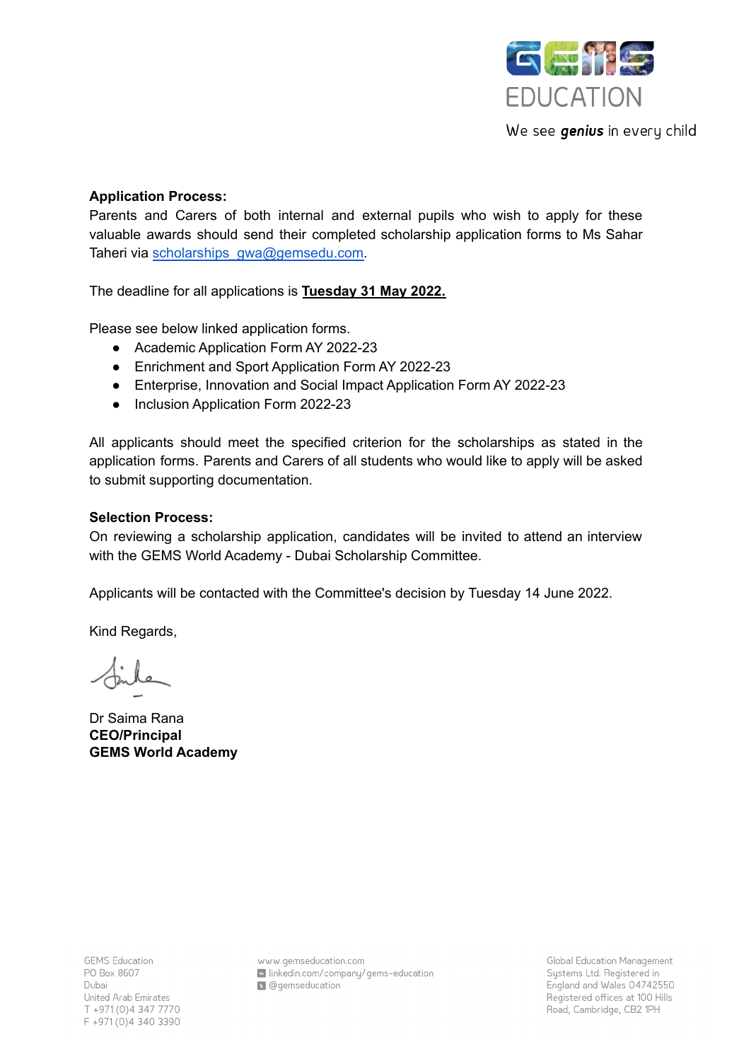**Application Process:**
Parents and Carers of both internal and external pupils who wish to apply for these valuable awards should send their completed scholarship application forms to Ms Sahar Taheri via scholarships_gwa@gemsedu.com.

The deadline for all applications is **Tuesday 31 May 2022.**

Please see below linked application forms.

- Academic Application Form AY 2022-23
- Enrichment and Sport Application Form AY 2022-23
- Enterprise, Innovation and Social Impact Application Form AY 2022-23
- Inclusion Application Form 2022-23

All applicants should meet the specified criterion for the scholarships as stated in the application forms. Parents and Carers of all students who would like to apply will be asked to submit supporting documentation.

**Selection Process:**
On reviewing a scholarship application, candidates will be invited to attend an interview with the GEMS World Academy - Dubai Scholarship Committee.

Applicants will be contacted with the Committee's decision by Tuesday 14 June 2022.

Kind Regards,

Dr Saima Rana
**CEO/Principal**
**GEMS World Academy**